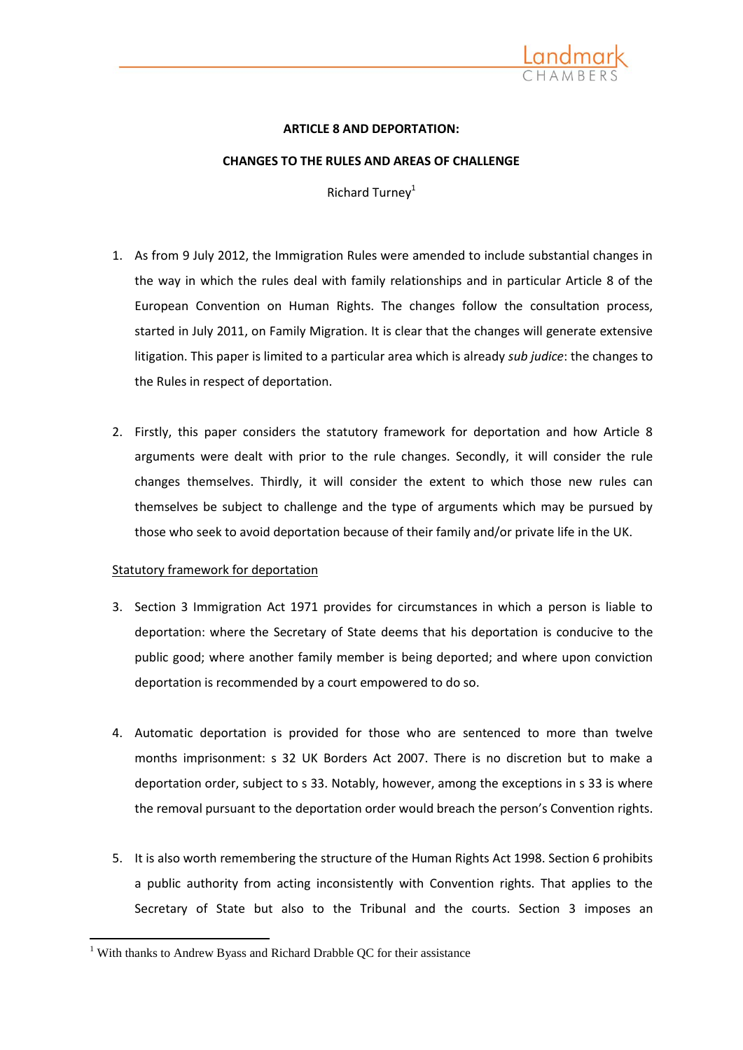**ARTICLE 8 AND DEPORTATION:**

**CHANGES TO THE RULES AND AREAS OF CHALLENGE**

Richard Turney[1]

1. As from 9 July 2012, the Immigration Rules were amended to include substantial changes in the way in which the rules deal with family relationships and in particular Article 8 of the European Convention on Human Rights. The changes follow the consultation process, started in July 2011, on Family Migration. It is clear that the changes will generate extensive litigation. This paper is limited to a particular area which is already *sub judice*: the changes to the Rules in respect of deportation.

2. Firstly, this paper considers the statutory framework for deportation and how Article 8 arguments were dealt with prior to the rule changes. Secondly, it will consider the rule changes themselves. Thirdly, it will consider the extent to which those new rules can themselves be subject to challenge and the type of arguments which may be pursued by those who seek to avoid deportation because of their family and/or private life in the UK.

<u>Statutory framework for deportation</u>

3. Section 3 Immigration Act 1971 provides for circumstances in which a person is liable to deportation: where the Secretary of State deems that his deportation is conducive to the public good; where another family member is being deported; and where upon conviction deportation is recommended by a court empowered to do so.

4. Automatic deportation is provided for those who are sentenced to more than twelve months imprisonment: s 32 UK Borders Act 2007. There is no discretion but to make a deportation order, subject to s 33. Notably, however, among the exceptions in s 33 is where the removal pursuant to the deportation order would breach the person's Convention rights.

5. It is also worth remembering the structure of the Human Rights Act 1998. Section 6 prohibits a public authority from acting inconsistently with Convention rights. That applies to the Secretary of State but also to the Tribunal and the courts. Section 3 imposes an

[1] With thanks to Andrew Byass and Richard Drabble QC for their assistance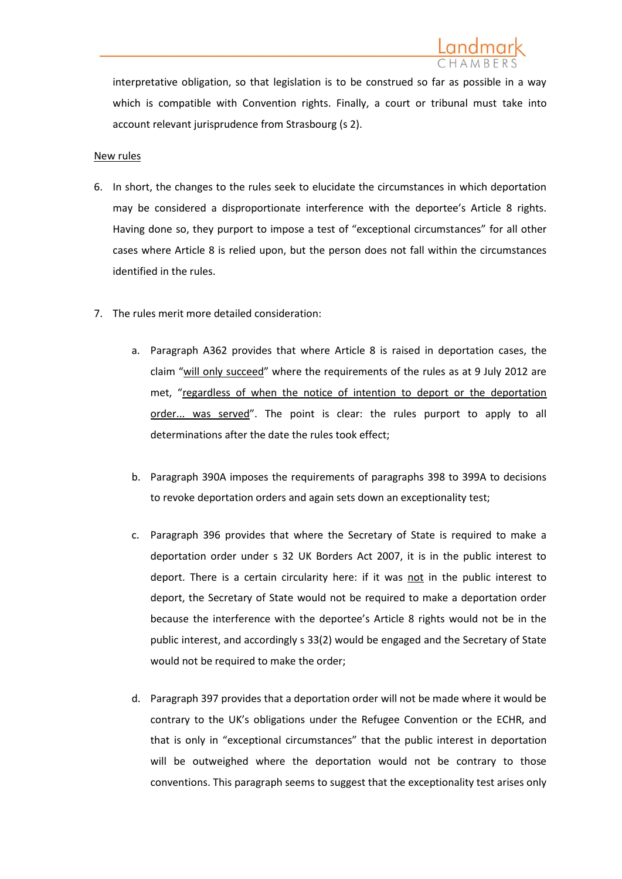interpretative obligation, so that legislation is to be construed so far as possible in a way which is compatible with Convention rights. Finally, a court or tribunal must take into account relevant jurisprudence from Strasbourg (s 2).

<u>New rules</u>

6. In short, the changes to the rules seek to elucidate the circumstances in which deportation may be considered a disproportionate interference with the deportee's Article 8 rights. Having done so, they purport to impose a test of "exceptional circumstances" for all other cases where Article 8 is relied upon, but the person does not fall within the circumstances identified in the rules.

7. The rules merit more detailed consideration:

    a. Paragraph A362 provides that where Article 8 is raised in deportation cases, the claim "<u>will only succeed</u>" where the requirements of the rules as at 9 July 2012 are met, "<u>regardless of when the notice of intention to deport or the deportation order... was served</u>". The point is clear: the rules purport to apply to all determinations after the date the rules took effect;

    b. Paragraph 390A imposes the requirements of paragraphs 398 to 399A to decisions to revoke deportation orders and again sets down an exceptionality test;

    c. Paragraph 396 provides that where the Secretary of State is required to make a deportation order under s 32 UK Borders Act 2007, it is in the public interest to deport. There is a certain circularity here: if it was <u>not</u> in the public interest to deport, the Secretary of State would not be required to make a deportation order because the interference with the deportee's Article 8 rights would not be in the public interest, and accordingly s 33(2) would be engaged and the Secretary of State would not be required to make the order;

    d. Paragraph 397 provides that a deportation order will not be made where it would be contrary to the UK's obligations under the Refugee Convention or the ECHR, and that is only in "exceptional circumstances" that the public interest in deportation will be outweighed where the deportation would not be contrary to those conventions. This paragraph seems to suggest that the exceptionality test arises only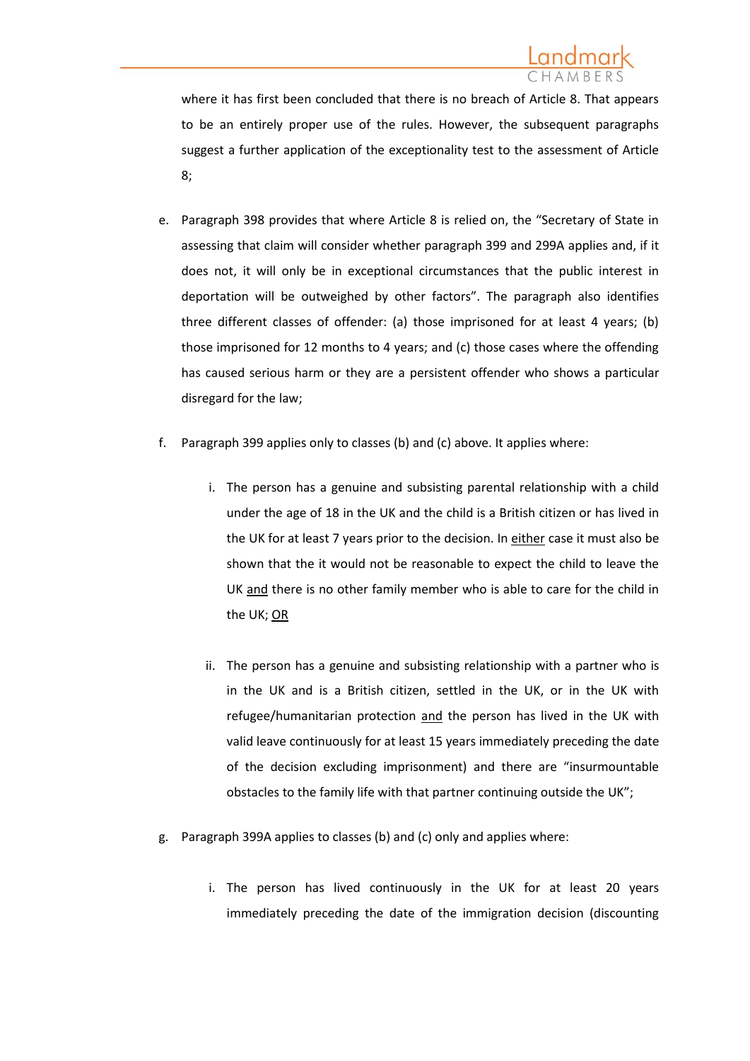where it has first been concluded that there is no breach of Article 8. That appears to be an entirely proper use of the rules. However, the subsequent paragraphs suggest a further application of the exceptionality test to the assessment of Article 8;

e. Paragraph 398 provides that where Article 8 is relied on, the "Secretary of State in assessing that claim will consider whether paragraph 399 and 299A applies and, if it does not, it will only be in exceptional circumstances that the public interest in deportation will be outweighed by other factors". The paragraph also identifies three different classes of offender: (a) those imprisoned for at least 4 years; (b) those imprisoned for 12 months to 4 years; and (c) those cases where the offending has caused serious harm or they are a persistent offender who shows a particular disregard for the law;

f. Paragraph 399 applies only to classes (b) and (c) above. It applies where:

   i. The person has a genuine and subsisting parental relationship with a child under the age of 18 in the UK and the child is a British citizen or has lived in the UK for at least 7 years prior to the decision. In <u>either</u> case it must also be shown that the it would not be reasonable to expect the child to leave the UK <u>and</u> there is no other family member who is able to care for the child in the UK; <u>OR</u>

   ii. The person has a genuine and subsisting relationship with a partner who is in the UK and is a British citizen, settled in the UK, or in the UK with refugee/humanitarian protection <u>and</u> the person has lived in the UK with valid leave continuously for at least 15 years immediately preceding the date of the decision excluding imprisonment) and there are "insurmountable obstacles to the family life with that partner continuing outside the UK";

g. Paragraph 399A applies to classes (b) and (c) only and applies where:

   i. The person has lived continuously in the UK for at least 20 years immediately preceding the date of the immigration decision (discounting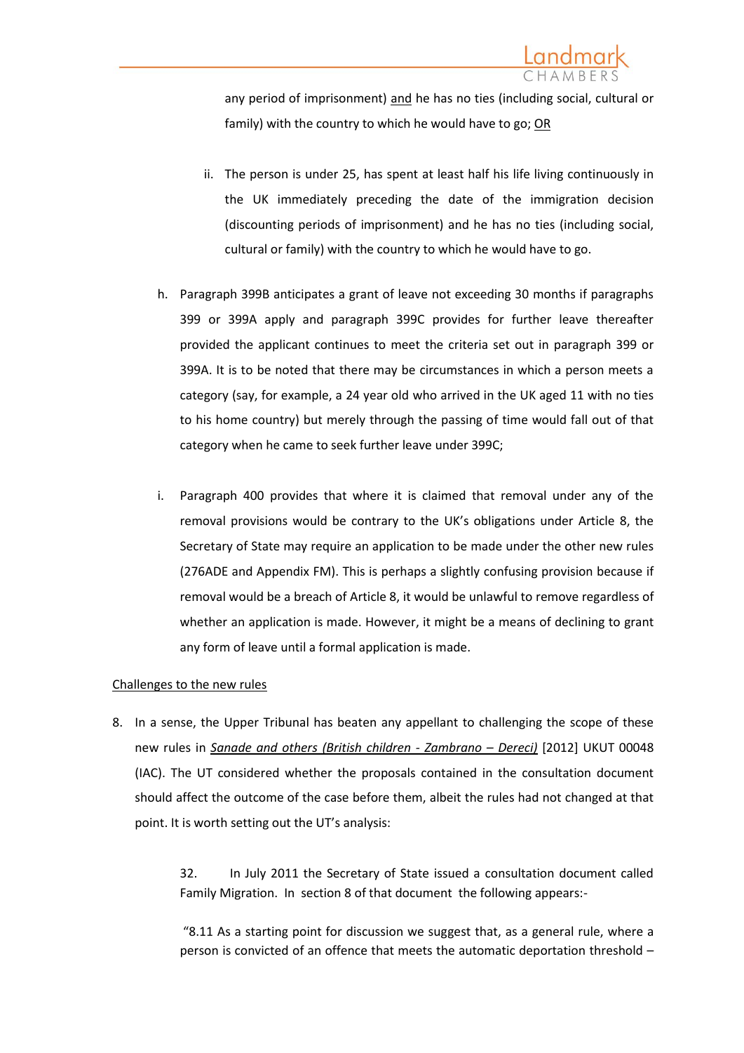any period of imprisonment) <u>and</u> he has no ties (including social, cultural or family) with the country to which he would have to go; <u>OR</u>

ii. The person is under 25, has spent at least half his life living continuously in the UK immediately preceding the date of the immigration decision (discounting periods of imprisonment) and he has no ties (including social, cultural or family) with the country to which he would have to go.

h. Paragraph 399B anticipates a grant of leave not exceeding 30 months if paragraphs 399 or 399A apply and paragraph 399C provides for further leave thereafter provided the applicant continues to meet the criteria set out in paragraph 399 or 399A. It is to be noted that there may be circumstances in which a person meets a category (say, for example, a 24 year old who arrived in the UK aged 11 with no ties to his home country) but merely through the passing of time would fall out of that category when he came to seek further leave under 399C;

i. Paragraph 400 provides that where it is claimed that removal under any of the removal provisions would be contrary to the UK's obligations under Article 8, the Secretary of State may require an application to be made under the other new rules (276ADE and Appendix FM). This is perhaps a slightly confusing provision because if removal would be a breach of Article 8, it would be unlawful to remove regardless of whether an application is made. However, it might be a means of declining to grant any form of leave until a formal application is made.

<u>Challenges to the new rules</u>

8. In a sense, the Upper Tribunal has beaten any appellant to challenging the scope of these new rules in <u>*Sanade and others (British children - Zambrano – Dereci)*</u> [2012] UKUT 00048 (IAC). The UT considered whether the proposals contained in the consultation document should affect the outcome of the case before them, albeit the rules had not changed at that point. It is worth setting out the UT's analysis:

> 32. In July 2011 the Secretary of State issued a consultation document called Family Migration. In section 8 of that document the following appears:-
>
> "8.11 As a starting point for discussion we suggest that, as a general rule, where a person is convicted of an offence that meets the automatic deportation threshold –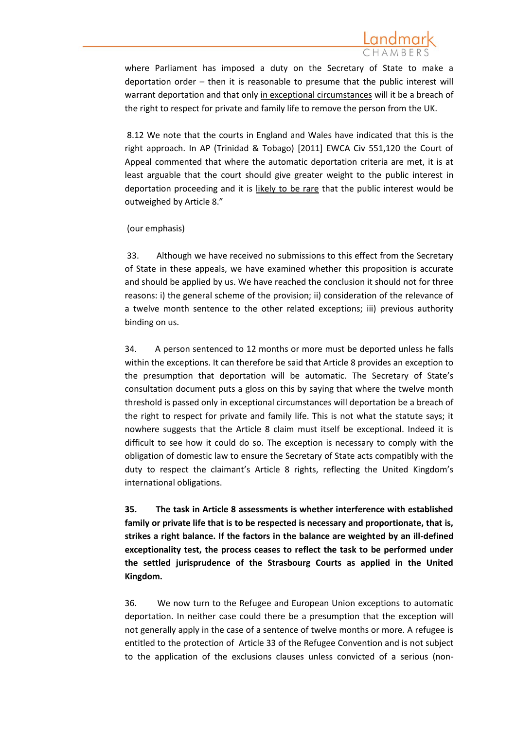where Parliament has imposed a duty on the Secretary of State to make a deportation order – then it is reasonable to presume that the public interest will warrant deportation and that only <u>in exceptional circumstances</u> will it be a breach of the right to respect for private and family life to remove the person from the UK.

8.12 We note that the courts in England and Wales have indicated that this is the right approach. In AP (Trinidad & Tobago) [2011] EWCA Civ 551,120 the Court of Appeal commented that where the automatic deportation criteria are met, it is at least arguable that the court should give greater weight to the public interest in deportation proceeding and it is <u>likely to be rare</u> that the public interest would be outweighed by Article 8."

(our emphasis)

33. Although we have received no submissions to this effect from the Secretary of State in these appeals, we have examined whether this proposition is accurate and should be applied by us. We have reached the conclusion it should not for three reasons: i) the general scheme of the provision; ii) consideration of the relevance of a twelve month sentence to the other related exceptions; iii) previous authority binding on us.

34. A person sentenced to 12 months or more must be deported unless he falls within the exceptions. It can therefore be said that Article 8 provides an exception to the presumption that deportation will be automatic. The Secretary of State's consultation document puts a gloss on this by saying that where the twelve month threshold is passed only in exceptional circumstances will deportation be a breach of the right to respect for private and family life. This is not what the statute says; it nowhere suggests that the Article 8 claim must itself be exceptional. Indeed it is difficult to see how it could do so. The exception is necessary to comply with the obligation of domestic law to ensure the Secretary of State acts compatibly with the duty to respect the claimant's Article 8 rights, reflecting the United Kingdom's international obligations.

**35. The task in Article 8 assessments is whether interference with established family or private life that is to be respected is necessary and proportionate, that is, strikes a right balance. If the factors in the balance are weighted by an ill-defined exceptionality test, the process ceases to reflect the task to be performed under the settled jurisprudence of the Strasbourg Courts as applied in the United Kingdom.**

36. We now turn to the Refugee and European Union exceptions to automatic deportation. In neither case could there be a presumption that the exception will not generally apply in the case of a sentence of twelve months or more. A refugee is entitled to the protection of Article 33 of the Refugee Convention and is not subject to the application of the exclusions clauses unless convicted of a serious (non-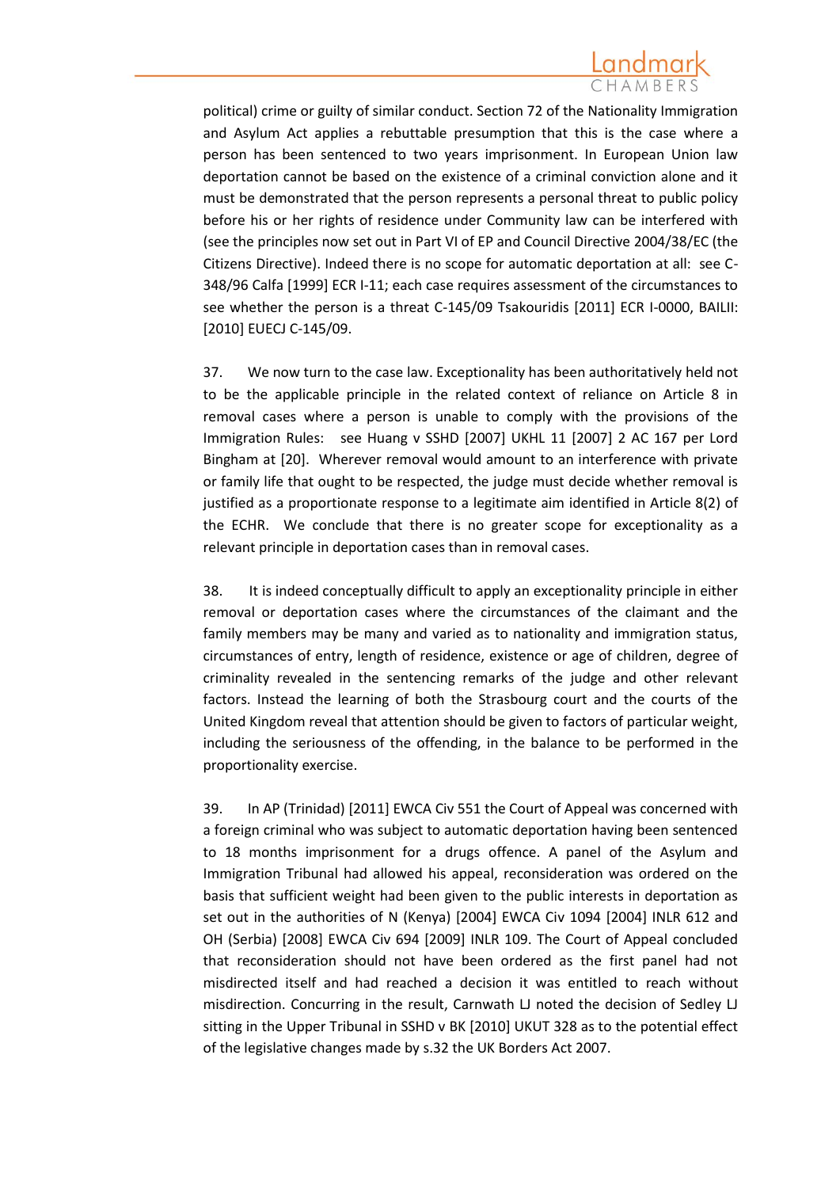political) crime or guilty of similar conduct. Section 72 of the Nationality Immigration and Asylum Act applies a rebuttable presumption that this is the case where a person has been sentenced to two years imprisonment. In European Union law deportation cannot be based on the existence of a criminal conviction alone and it must be demonstrated that the person represents a personal threat to public policy before his or her rights of residence under Community law can be interfered with (see the principles now set out in Part VI of EP and Council Directive 2004/38/EC (the Citizens Directive). Indeed there is no scope for automatic deportation at all: see C-348/96 Calfa [1999] ECR I-11; each case requires assessment of the circumstances to see whether the person is a threat C-145/09 Tsakouridis [2011] ECR I-0000, BAILII: [2010] EUECJ C-145/09.

37. We now turn to the case law. Exceptionality has been authoritatively held not to be the applicable principle in the related context of reliance on Article 8 in removal cases where a person is unable to comply with the provisions of the Immigration Rules: see Huang v SSHD [2007] UKHL 11 [2007] 2 AC 167 per Lord Bingham at [20]. Wherever removal would amount to an interference with private or family life that ought to be respected, the judge must decide whether removal is justified as a proportionate response to a legitimate aim identified in Article 8(2) of the ECHR. We conclude that there is no greater scope for exceptionality as a relevant principle in deportation cases than in removal cases.

38. It is indeed conceptually difficult to apply an exceptionality principle in either removal or deportation cases where the circumstances of the claimant and the family members may be many and varied as to nationality and immigration status, circumstances of entry, length of residence, existence or age of children, degree of criminality revealed in the sentencing remarks of the judge and other relevant factors. Instead the learning of both the Strasbourg court and the courts of the United Kingdom reveal that attention should be given to factors of particular weight, including the seriousness of the offending, in the balance to be performed in the proportionality exercise.

39. In AP (Trinidad) [2011] EWCA Civ 551 the Court of Appeal was concerned with a foreign criminal who was subject to automatic deportation having been sentenced to 18 months imprisonment for a drugs offence. A panel of the Asylum and Immigration Tribunal had allowed his appeal, reconsideration was ordered on the basis that sufficient weight had been given to the public interests in deportation as set out in the authorities of N (Kenya) [2004] EWCA Civ 1094 [2004] INLR 612 and OH (Serbia) [2008] EWCA Civ 694 [2009] INLR 109. The Court of Appeal concluded that reconsideration should not have been ordered as the first panel had not misdirected itself and had reached a decision it was entitled to reach without misdirection. Concurring in the result, Carnwath LJ noted the decision of Sedley LJ sitting in the Upper Tribunal in SSHD v BK [2010] UKUT 328 as to the potential effect of the legislative changes made by s.32 the UK Borders Act 2007.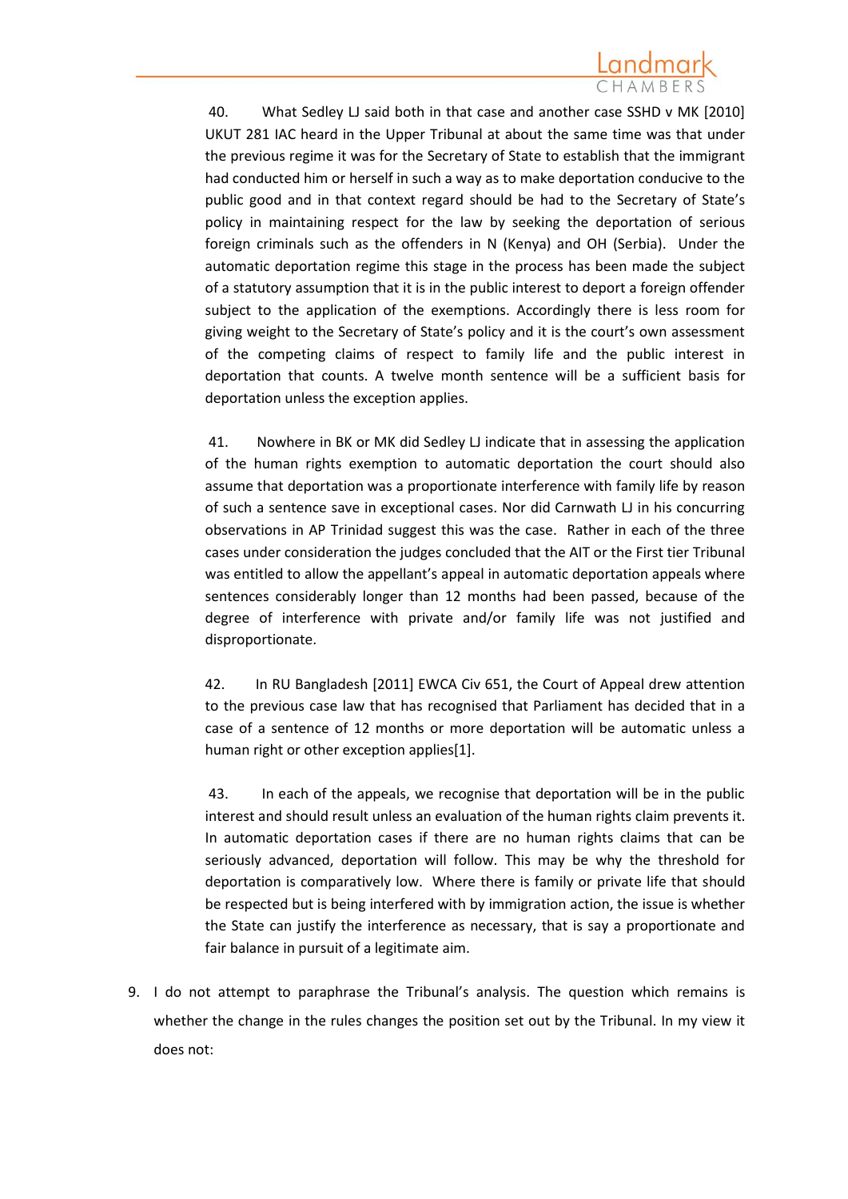40. What Sedley LJ said both in that case and another case SSHD v MK [2010] UKUT 281 IAC heard in the Upper Tribunal at about the same time was that under the previous regime it was for the Secretary of State to establish that the immigrant had conducted him or herself in such a way as to make deportation conducive to the public good and in that context regard should be had to the Secretary of State's policy in maintaining respect for the law by seeking the deportation of serious foreign criminals such as the offenders in N (Kenya) and OH (Serbia). Under the automatic deportation regime this stage in the process has been made the subject of a statutory assumption that it is in the public interest to deport a foreign offender subject to the application of the exemptions. Accordingly there is less room for giving weight to the Secretary of State's policy and it is the court's own assessment of the competing claims of respect to family life and the public interest in deportation that counts. A twelve month sentence will be a sufficient basis for deportation unless the exception applies.

41. Nowhere in BK or MK did Sedley LJ indicate that in assessing the application of the human rights exemption to automatic deportation the court should also assume that deportation was a proportionate interference with family life by reason of such a sentence save in exceptional cases. Nor did Carnwath LJ in his concurring observations in AP Trinidad suggest this was the case. Rather in each of the three cases under consideration the judges concluded that the AIT or the First tier Tribunal was entitled to allow the appellant's appeal in automatic deportation appeals where sentences considerably longer than 12 months had been passed, because of the degree of interference with private and/or family life was not justified and disproportionate.

42. In RU Bangladesh [2011] EWCA Civ 651, the Court of Appeal drew attention to the previous case law that has recognised that Parliament has decided that in a case of a sentence of 12 months or more deportation will be automatic unless a human right or other exception applies[1].

43. In each of the appeals, we recognise that deportation will be in the public interest and should result unless an evaluation of the human rights claim prevents it. In automatic deportation cases if there are no human rights claims that can be seriously advanced, deportation will follow. This may be why the threshold for deportation is comparatively low. Where there is family or private life that should be respected but is being interfered with by immigration action, the issue is whether the State can justify the interference as necessary, that is say a proportionate and fair balance in pursuit of a legitimate aim.

9. I do not attempt to paraphrase the Tribunal's analysis. The question which remains is whether the change in the rules changes the position set out by the Tribunal. In my view it does not: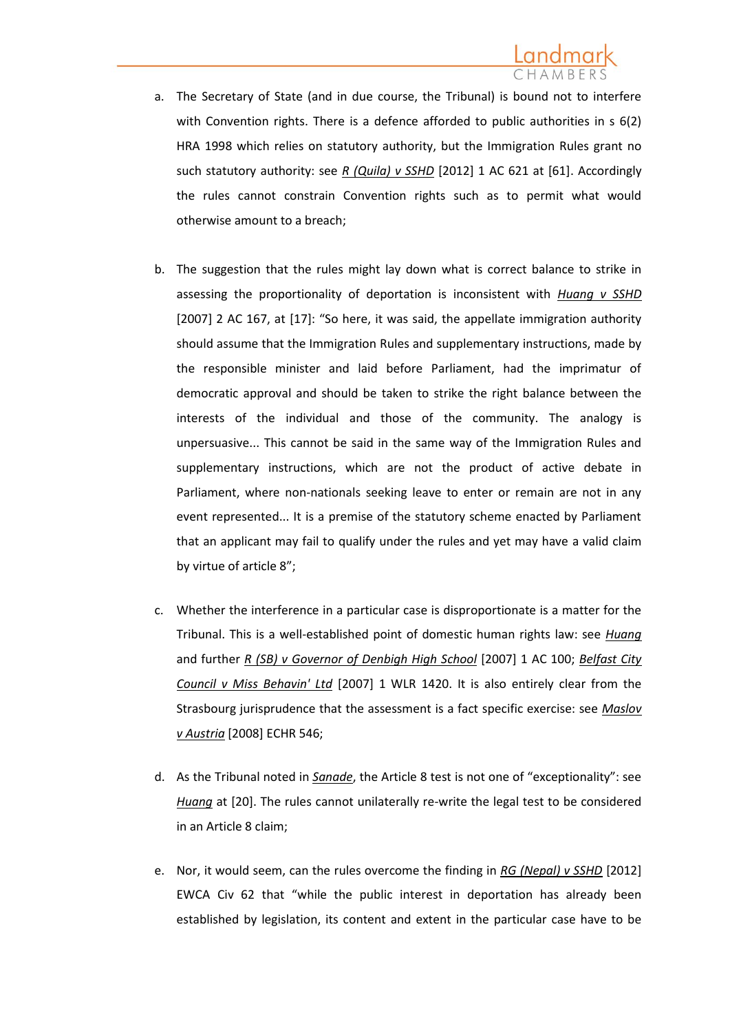a. The Secretary of State (and in due course, the Tribunal) is bound not to interfere with Convention rights. There is a defence afforded to public authorities in s 6(2) HRA 1998 which relies on statutory authority, but the Immigration Rules grant no such statutory authority: see *R (Quila) v SSHD* [2012] 1 AC 621 at [61]. Accordingly the rules cannot constrain Convention rights such as to permit what would otherwise amount to a breach;

b. The suggestion that the rules might lay down what is correct balance to strike in assessing the proportionality of deportation is inconsistent with *Huang v SSHD* [2007] 2 AC 167, at [17]: "So here, it was said, the appellate immigration authority should assume that the Immigration Rules and supplementary instructions, made by the responsible minister and laid before Parliament, had the imprimatur of democratic approval and should be taken to strike the right balance between the interests of the individual and those of the community. The analogy is unpersuasive... This cannot be said in the same way of the Immigration Rules and supplementary instructions, which are not the product of active debate in Parliament, where non-nationals seeking leave to enter or remain are not in any event represented... It is a premise of the statutory scheme enacted by Parliament that an applicant may fail to qualify under the rules and yet may have a valid claim by virtue of article 8";

c. Whether the interference in a particular case is disproportionate is a matter for the Tribunal. This is a well-established point of domestic human rights law: see *Huang* and further *R (SB) v Governor of Denbigh High School* [2007] 1 AC 100; *Belfast City Council v Miss Behavin' Ltd* [2007] 1 WLR 1420. It is also entirely clear from the Strasbourg jurisprudence that the assessment is a fact specific exercise: see *Maslov v Austria* [2008] ECHR 546;

d. As the Tribunal noted in *Sanade*, the Article 8 test is not one of "exceptionality": see *Huang* at [20]. The rules cannot unilaterally re-write the legal test to be considered in an Article 8 claim;

e. Nor, it would seem, can the rules overcome the finding in *RG (Nepal) v SSHD* [2012] EWCA Civ 62 that "while the public interest in deportation has already been established by legislation, its content and extent in the particular case have to be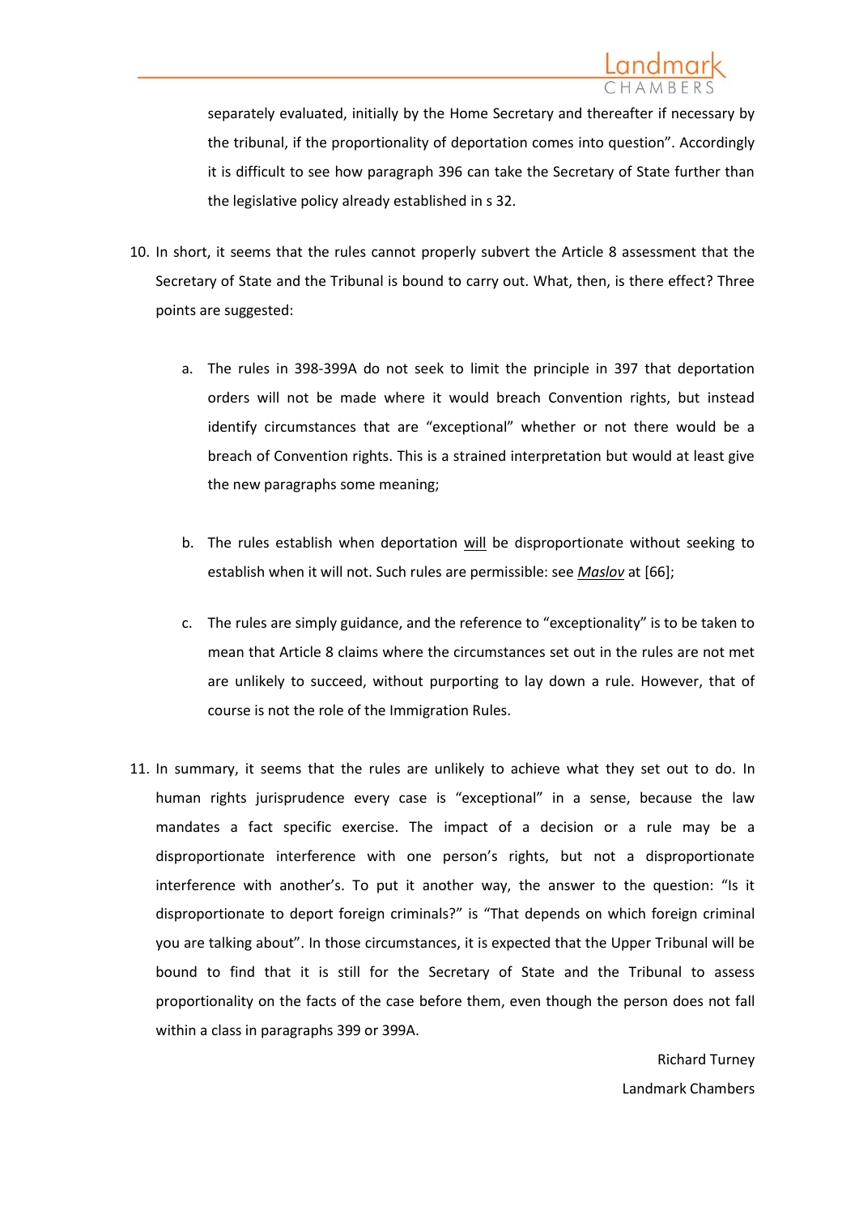separately evaluated, initially by the Home Secretary and thereafter if necessary by the tribunal, if the proportionality of deportation comes into question". Accordingly it is difficult to see how paragraph 396 can take the Secretary of State further than the legislative policy already established in s 32.

10. In short, it seems that the rules cannot properly subvert the Article 8 assessment that the Secretary of State and the Tribunal is bound to carry out. What, then, is there effect? Three points are suggested:

    a. The rules in 398-399A do not seek to limit the principle in 397 that deportation orders will not be made where it would breach Convention rights, but instead identify circumstances that are "exceptional" whether or not there would be a breach of Convention rights. This is a strained interpretation but would at least give the new paragraphs some meaning;

    b. The rules establish when deportation will be disproportionate without seeking to establish when it will not. Such rules are permissible: see *Maslov* at [66];

    c. The rules are simply guidance, and the reference to "exceptionality" is to be taken to mean that Article 8 claims where the circumstances set out in the rules are not met are unlikely to succeed, without purporting to lay down a rule. However, that of course is not the role of the Immigration Rules.

11. In summary, it seems that the rules are unlikely to achieve what they set out to do. In human rights jurisprudence every case is "exceptional" in a sense, because the law mandates a fact specific exercise. The impact of a decision or a rule may be a disproportionate interference with one person's rights, but not a disproportionate interference with another's. To put it another way, the answer to the question: "Is it disproportionate to deport foreign criminals?" is "That depends on which foreign criminal you are talking about". In those circumstances, it is expected that the Upper Tribunal will be bound to find that it is still for the Secretary of State and the Tribunal to assess proportionality on the facts of the case before them, even though the person does not fall within a class in paragraphs 399 or 399A.

Richard Turney

Landmark Chambers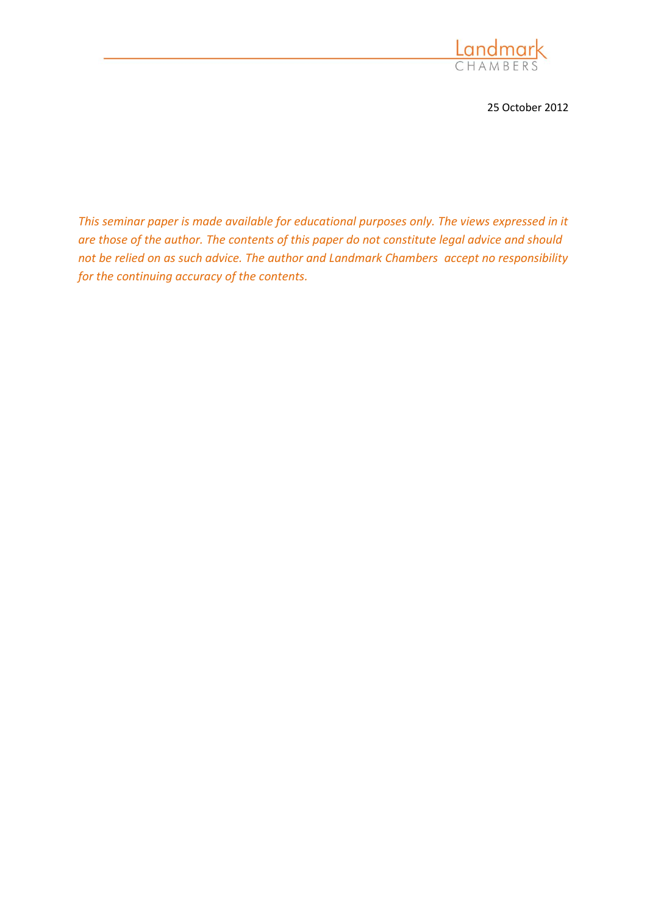25 October 2012

*This seminar paper is made available for educational purposes only. The views expressed in it are those of the author. The contents of this paper do not constitute legal advice and should not be relied on as such advice. The author and Landmark Chambers accept no responsibility for the continuing accuracy of the contents.*